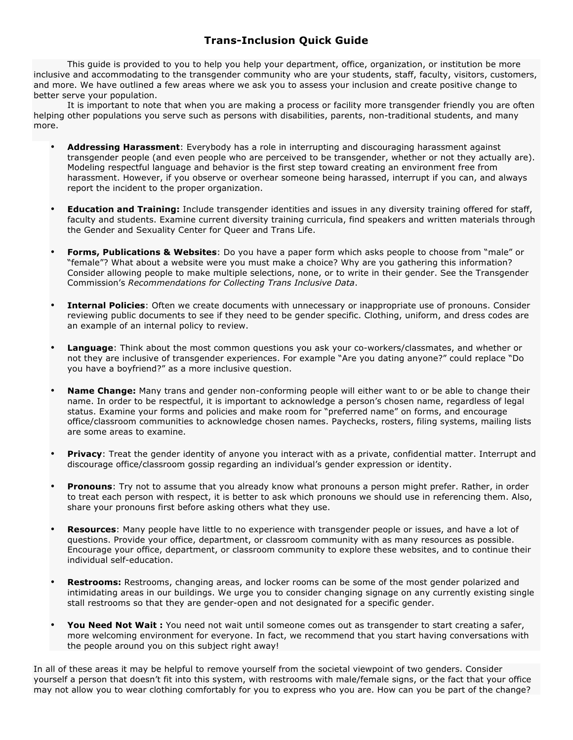# Trans-Inclusion Quick Guide

This guide is provided to you to help you help your department, office, organization, or institution be more inclusive and accommodating to the transgender community who are your students, staff, faculty, visitors, customers, and more. We have outlined a few areas where we ask you to assess your inclusion and create positive change to better serve your population.

It is important to note that when you are making a process or facility more transgender friendly you are often helping other populations you serve such as persons with disabilities, parents, non-traditional students, and many more.

- **Addressing Harassment**: Everybody has a role in interrupting and discouraging harassment against transgender people (and even people who are perceived to be transgender, whether or not they actually are). Modeling respectful language and behavior is the first step toward creating an environment free from harassment. However, if you observe or overhear someone being harassed, interrupt if you can, and always report the incident to the proper organization.

- **Education and Training:** Include transgender identities and issues in any diversity training offered for staff, faculty and students. Examine current diversity training curricula, find speakers and written materials through the Gender and Sexuality Center for Queer and Trans Life.

- **Forms, Publications & Websites**: Do you have a paper form which asks people to choose from "male" or "female"? What about a website were you must make a choice? Why are you gathering this information? Consider allowing people to make multiple selections, none, or to write in their gender. See the Transgender Commission's *Recommendations for Collecting Trans Inclusive Data*.

- **Internal Policies**: Often we create documents with unnecessary or inappropriate use of pronouns. Consider reviewing public documents to see if they need to be gender specific. Clothing, uniform, and dress codes are an example of an internal policy to review.

- **Language**: Think about the most common questions you ask your co-workers/classmates, and whether or not they are inclusive of transgender experiences. For example "Are you dating anyone?" could replace "Do you have a boyfriend?" as a more inclusive question.

- **Name Change:** Many trans and gender non-conforming people will either want to or be able to change their name. In order to be respectful, it is important to acknowledge a person's chosen name, regardless of legal status. Examine your forms and policies and make room for "preferred name" on forms, and encourage office/classroom communities to acknowledge chosen names. Paychecks, rosters, filing systems, mailing lists are some areas to examine.

- **Privacy**: Treat the gender identity of anyone you interact with as a private, confidential matter. Interrupt and discourage office/classroom gossip regarding an individual's gender expression or identity.

- **Pronouns**: Try not to assume that you already know what pronouns a person might prefer. Rather, in order to treat each person with respect, it is better to ask which pronouns we should use in referencing them. Also, share your pronouns first before asking others what they use.

- **Resources**: Many people have little to no experience with transgender people or issues, and have a lot of questions. Provide your office, department, or classroom community with as many resources as possible. Encourage your office, department, or classroom community to explore these websites, and to continue their individual self-education.

- **Restrooms:** Restrooms, changing areas, and locker rooms can be some of the most gender polarized and intimidating areas in our buildings. We urge you to consider changing signage on any currently existing single stall restrooms so that they are gender-open and not designated for a specific gender.

- **You Need Not Wait :** You need not wait until someone comes out as transgender to start creating a safer, more welcoming environment for everyone. In fact, we recommend that you start having conversations with the people around you on this subject right away!

In all of these areas it may be helpful to remove yourself from the societal viewpoint of two genders. Consider yourself a person that doesn't fit into this system, with restrooms with male/female signs, or the fact that your office may not allow you to wear clothing comfortably for you to express who you are. How can you be part of the change?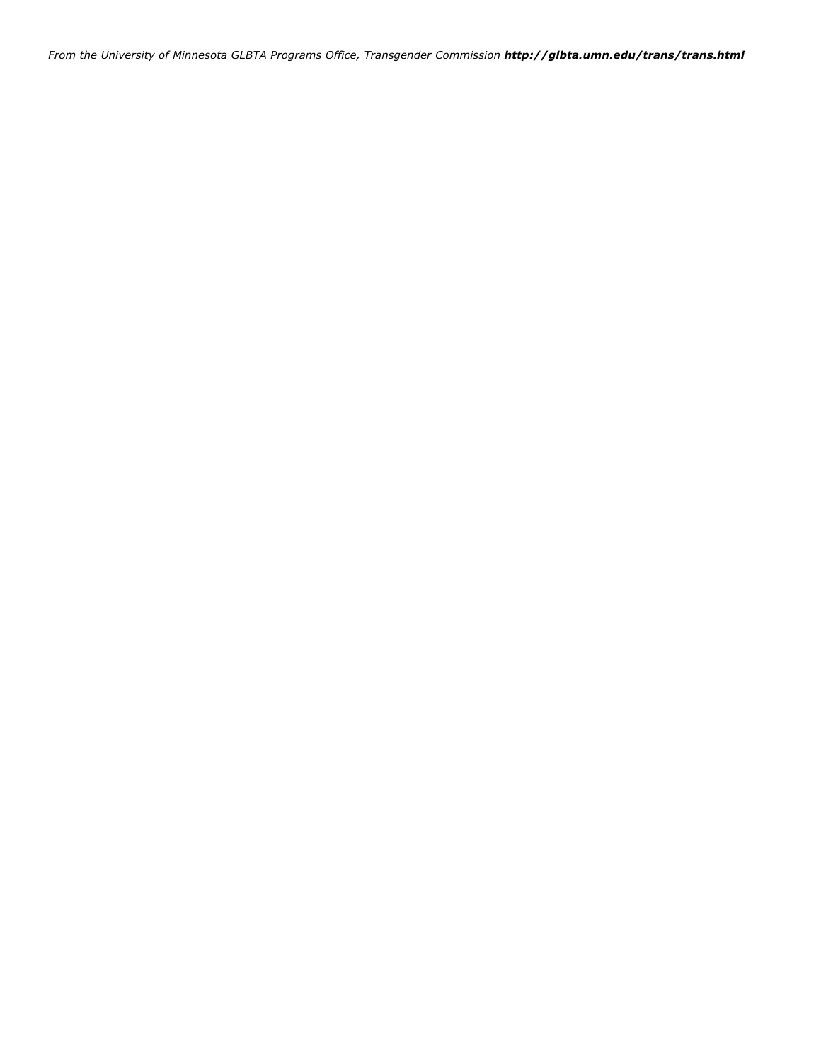*From the University of Minnesota GLBTA Programs Office, Transgender Commission* ***http://glbta.umn.edu/trans/trans.html***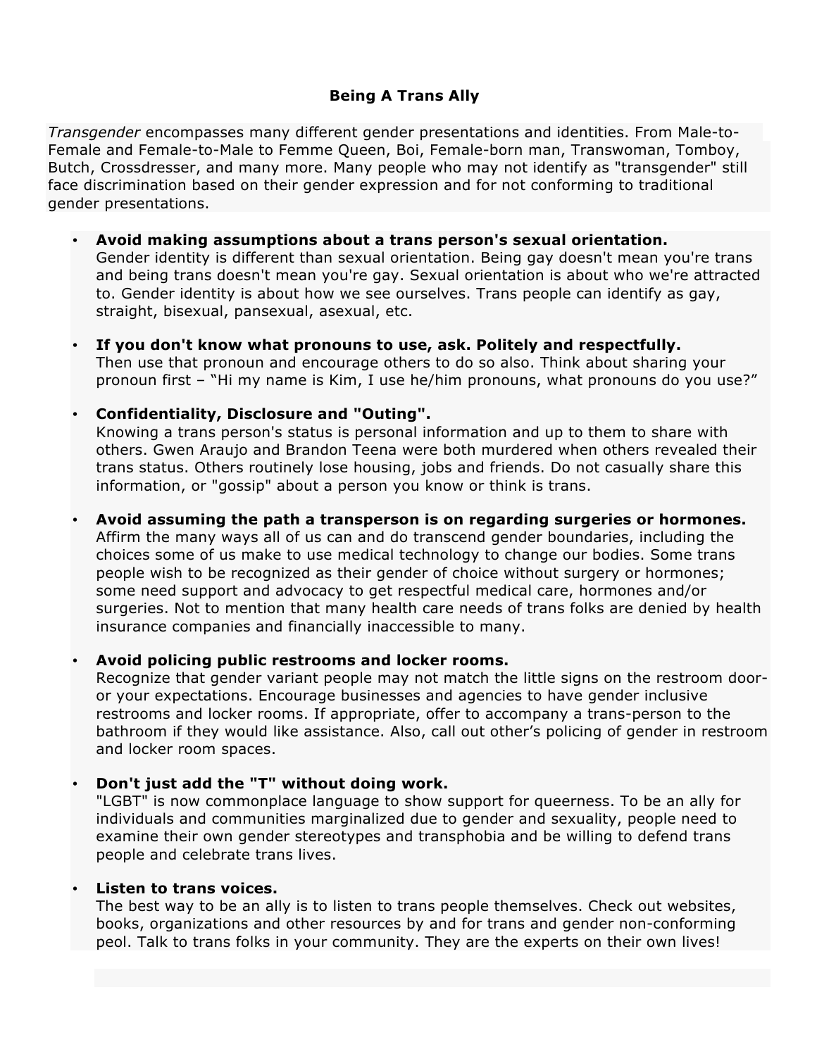## Being A Trans Ally

*Transgender* encompasses many different gender presentations and identities. From Male-to-Female and Female-to-Male to Femme Queen, Boi, Female-born man, Transwoman, Tomboy, Butch, Crossdresser, and many more. Many people who may not identify as "transgender" still face discrimination based on their gender expression and for not conforming to traditional gender presentations.

- **Avoid making assumptions about a trans person's sexual orientation.**
  Gender identity is different than sexual orientation. Being gay doesn't mean you're trans and being trans doesn't mean you're gay. Sexual orientation is about who we're attracted to. Gender identity is about how we see ourselves. Trans people can identify as gay, straight, bisexual, pansexual, asexual, etc.

- **If you don't know what pronouns to use, ask. Politely and respectfully.**
  Then use that pronoun and encourage others to do so also. Think about sharing your pronoun first – "Hi my name is Kim, I use he/him pronouns, what pronouns do you use?"

- **Confidentiality, Disclosure and "Outing".**
  Knowing a trans person's status is personal information and up to them to share with others. Gwen Araujo and Brandon Teena were both murdered when others revealed their trans status. Others routinely lose housing, jobs and friends. Do not casually share this information, or "gossip" about a person you know or think is trans.

- **Avoid assuming the path a transperson is on regarding surgeries or hormones.**
  Affirm the many ways all of us can and do transcend gender boundaries, including the choices some of us make to use medical technology to change our bodies. Some trans people wish to be recognized as their gender of choice without surgery or hormones; some need support and advocacy to get respectful medical care, hormones and/or surgeries. Not to mention that many health care needs of trans folks are denied by health insurance companies and financially inaccessible to many.

- **Avoid policing public restrooms and locker rooms.**
  Recognize that gender variant people may not match the little signs on the restroom door-or your expectations. Encourage businesses and agencies to have gender inclusive restrooms and locker rooms. If appropriate, offer to accompany a trans-person to the bathroom if they would like assistance. Also, call out other's policing of gender in restroom and locker room spaces.

- **Don't just add the "T" without doing work.**
  "LGBT" is now commonplace language to show support for queerness. To be an ally for individuals and communities marginalized due to gender and sexuality, people need to examine their own gender stereotypes and transphobia and be willing to defend trans people and celebrate trans lives.

- **Listen to trans voices.**
  The best way to be an ally is to listen to trans people themselves. Check out websites, books, organizations and other resources by and for trans and gender non-conforming peol. Talk to trans folks in your community. They are the experts on their own lives!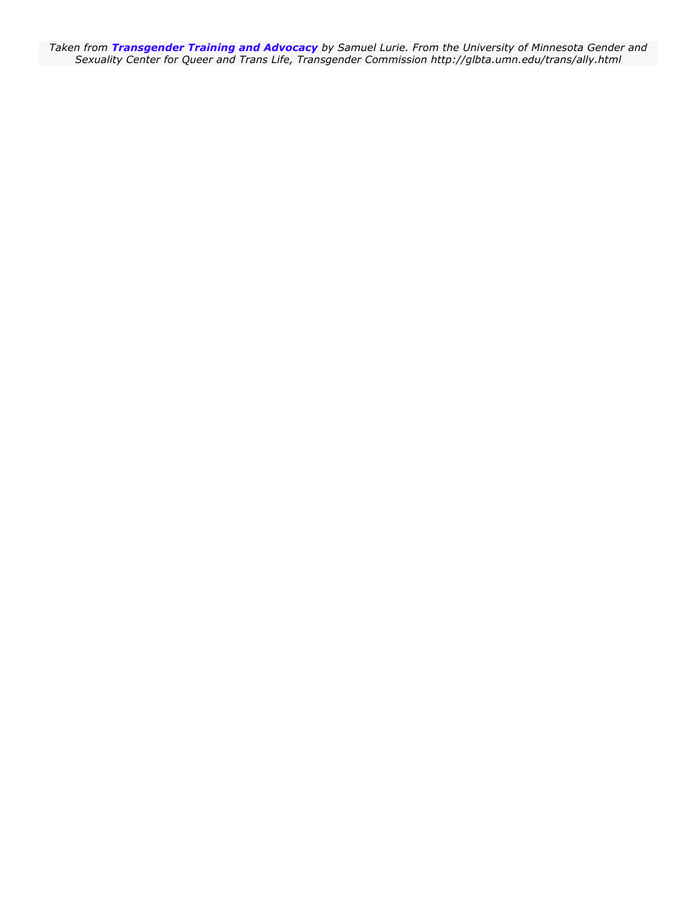*Taken from **Transgender Training and Advocacy** by Samuel Lurie. From the University of Minnesota Gender and Sexuality Center for Queer and Trans Life, Transgender Commission http://glbta.umn.edu/trans/ally.html*